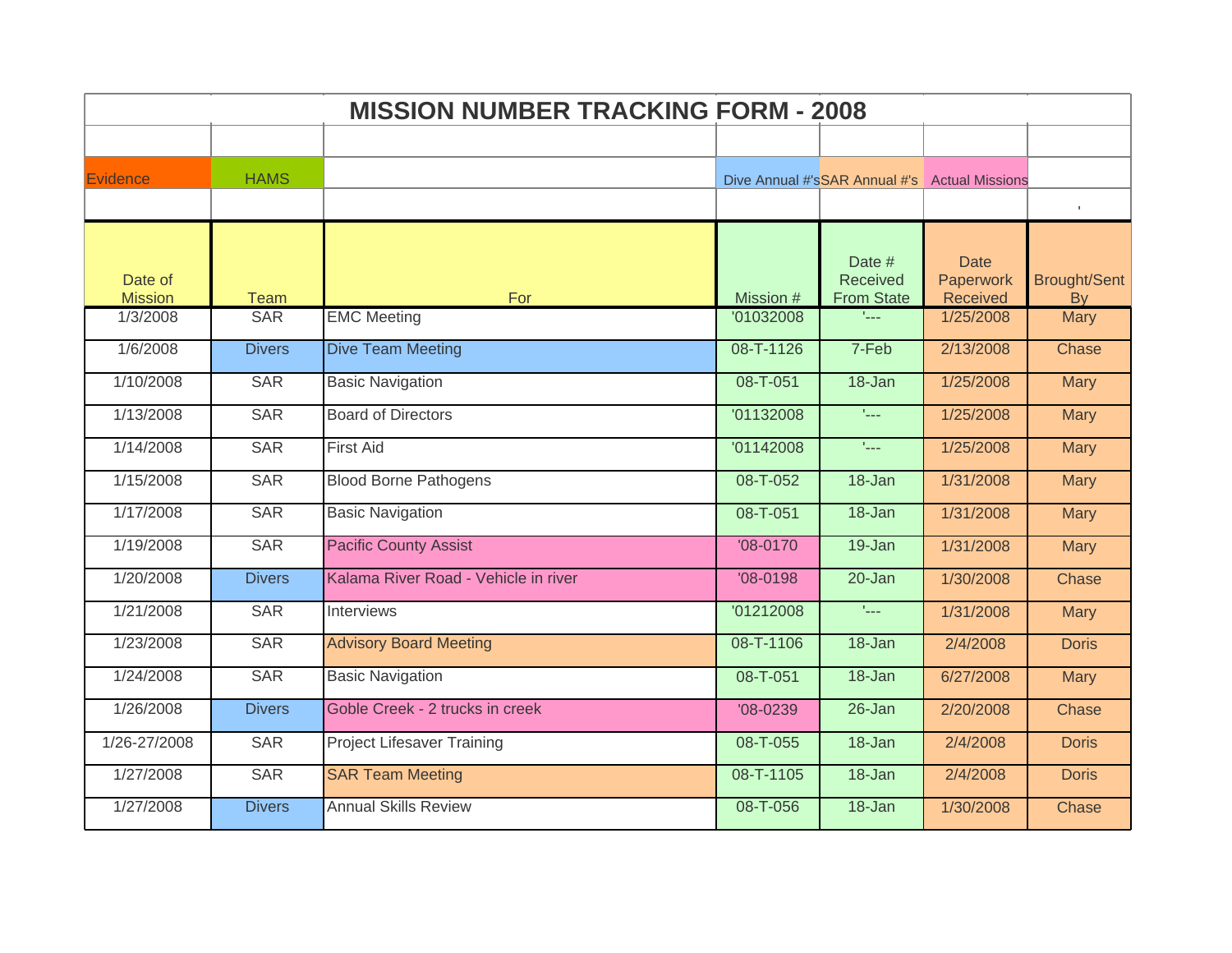# MISSION NUMBER TRACKING FORM - 2008

| Evidence | HAMS | | Dive Annual #'s | SAR Annual #'s | Actual Missions | |
|---|---|---|---|---|---|---|

| Date of Mission | Team | For | Mission # | Date # Received From State | Date Paperwork Received | Brought/Sent By |
|---|---|---|---|---|---|---|
| 1/3/2008 | SAR | EMC Meeting | '01032008 | '--- | 1/25/2008 | Mary |
| 1/6/2008 | Divers | Dive Team Meeting | 08-T-1126 | 7-Feb | 2/13/2008 | Chase |
| 1/10/2008 | SAR | Basic Navigation | 08-T-051 | 18-Jan | 1/25/2008 | Mary |
| 1/13/2008 | SAR | Board of Directors | '01132008 | '--- | 1/25/2008 | Mary |
| 1/14/2008 | SAR | First Aid | '01142008 | '--- | 1/25/2008 | Mary |
| 1/15/2008 | SAR | Blood Borne Pathogens | 08-T-052 | 18-Jan | 1/31/2008 | Mary |
| 1/17/2008 | SAR | Basic Navigation | 08-T-051 | 18-Jan | 1/31/2008 | Mary |
| 1/19/2008 | SAR | Pacific County Assist | '08-0170 | 19-Jan | 1/31/2008 | Mary |
| 1/20/2008 | Divers | Kalama River Road - Vehicle in river | '08-0198 | 20-Jan | 1/30/2008 | Chase |
| 1/21/2008 | SAR | Interviews | '01212008 | '--- | 1/31/2008 | Mary |
| 1/23/2008 | SAR | Advisory Board Meeting | 08-T-1106 | 18-Jan | 2/4/2008 | Doris |
| 1/24/2008 | SAR | Basic Navigation | 08-T-051 | 18-Jan | 6/27/2008 | Mary |
| 1/26/2008 | Divers | Goble Creek - 2 trucks in creek | '08-0239 | 26-Jan | 2/20/2008 | Chase |
| 1/26-27/2008 | SAR | Project Lifesaver Training | 08-T-055 | 18-Jan | 2/4/2008 | Doris |
| 1/27/2008 | SAR | SAR Team Meeting | 08-T-1105 | 18-Jan | 2/4/2008 | Doris |
| 1/27/2008 | Divers | Annual Skills Review | 08-T-056 | 18-Jan | 1/30/2008 | Chase |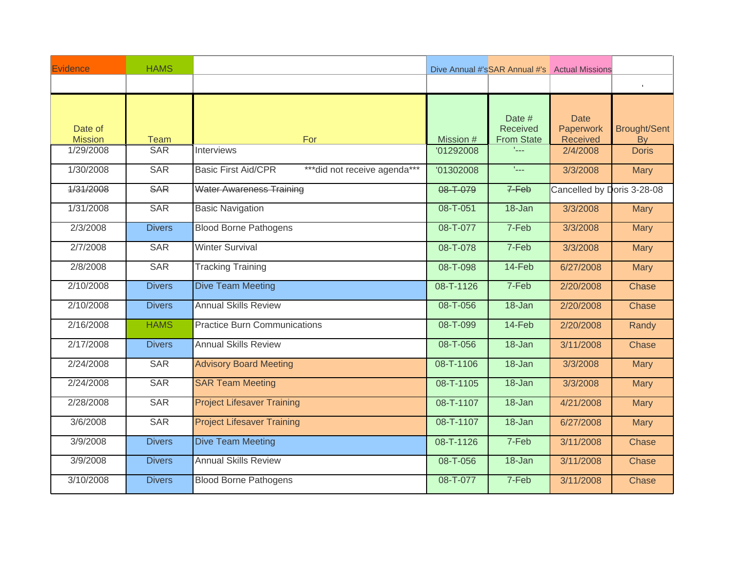| Evidence | HAMS | | Dive Annual #'s | SAR Annual #'s | Actual Missions | |
|---|---|---|---|---|---|---|
| | | | | | | ' |
| Date of Mission | Team | For | Mission # | Date # Received From State | Date Paperwork Received | Brought/Sent By |
| 1/29/2008 | SAR | Interviews | '01292008 | '--- | 2/4/2008 | Doris |
| 1/30/2008 | SAR | Basic First Aid/CPR ***did not receive agenda*** | '01302008 | '--- | 3/3/2008 | Mary |
| ~~1/31/2008~~ | ~~SAR~~ | ~~Water Awareness Training~~ | ~~08-T-079~~ | ~~7-Feb~~ | Cancelled by Doris 3-28-08 | |
| 1/31/2008 | SAR | Basic Navigation | 08-T-051 | 18-Jan | 3/3/2008 | Mary |
| 2/3/2008 | Divers | Blood Borne Pathogens | 08-T-077 | 7-Feb | 3/3/2008 | Mary |
| 2/7/2008 | SAR | Winter Survival | 08-T-078 | 7-Feb | 3/3/2008 | Mary |
| 2/8/2008 | SAR | Tracking Training | 08-T-098 | 14-Feb | 6/27/2008 | Mary |
| 2/10/2008 | Divers | Dive Team Meeting | 08-T-1126 | 7-Feb | 2/20/2008 | Chase |
| 2/10/2008 | Divers | Annual Skills Review | 08-T-056 | 18-Jan | 2/20/2008 | Chase |
| 2/16/2008 | HAMS | Practice Burn Communications | 08-T-099 | 14-Feb | 2/20/2008 | Randy |
| 2/17/2008 | Divers | Annual Skills Review | 08-T-056 | 18-Jan | 3/11/2008 | Chase |
| 2/24/2008 | SAR | Advisory Board Meeting | 08-T-1106 | 18-Jan | 3/3/2008 | Mary |
| 2/24/2008 | SAR | SAR Team Meeting | 08-T-1105 | 18-Jan | 3/3/2008 | Mary |
| 2/28/2008 | SAR | Project Lifesaver Training | 08-T-1107 | 18-Jan | 4/21/2008 | Mary |
| 3/6/2008 | SAR | Project Lifesaver Training | 08-T-1107 | 18-Jan | 6/27/2008 | Mary |
| 3/9/2008 | Divers | Dive Team Meeting | 08-T-1126 | 7-Feb | 3/11/2008 | Chase |
| 3/9/2008 | Divers | Annual Skills Review | 08-T-056 | 18-Jan | 3/11/2008 | Chase |
| 3/10/2008 | Divers | Blood Borne Pathogens | 08-T-077 | 7-Feb | 3/11/2008 | Chase |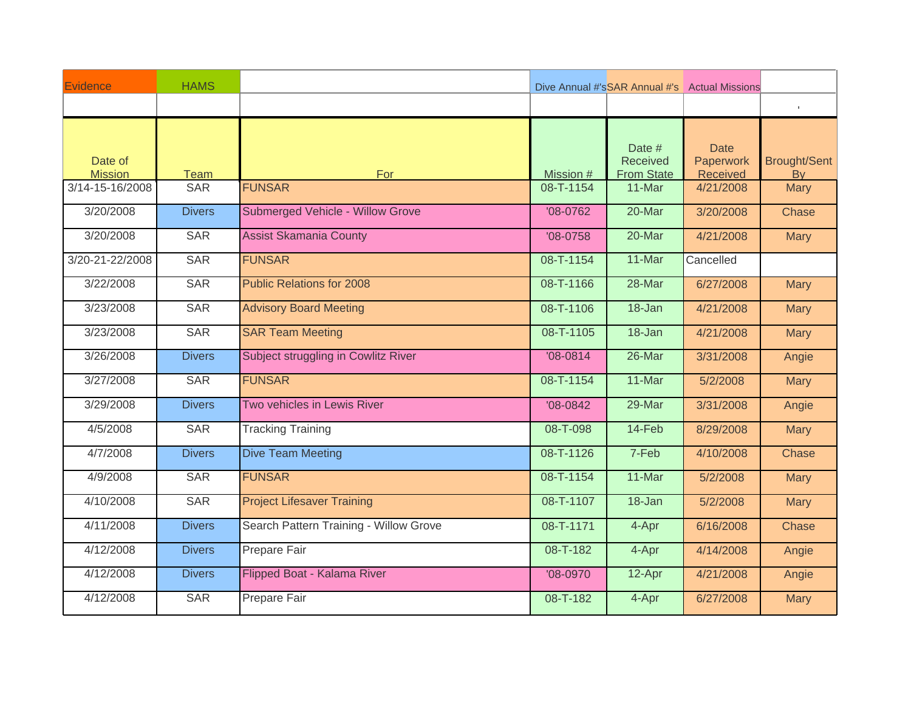| Evidence | HAMS | | Dive Annual #'s | SAR Annual #'s | Actual Missions | |
|---|---|---|---|---|---|---|
| | | | | | | ' |
| Date of Mission | Team | For | Mission # | Date # Received From State | Date Paperwork Received | Brought/Sent By |
| 3/14-15-16/2008 | SAR | FUNSAR | 08-T-1154 | 11-Mar | 4/21/2008 | Mary |
| 3/20/2008 | Divers | Submerged Vehicle - Willow Grove | '08-0762 | 20-Mar | 3/20/2008 | Chase |
| 3/20/2008 | SAR | Assist Skamania County | '08-0758 | 20-Mar | 4/21/2008 | Mary |
| 3/20-21-22/2008 | SAR | FUNSAR | 08-T-1154 | 11-Mar | Cancelled | |
| 3/22/2008 | SAR | Public Relations for 2008 | 08-T-1166 | 28-Mar | 6/27/2008 | Mary |
| 3/23/2008 | SAR | Advisory Board Meeting | 08-T-1106 | 18-Jan | 4/21/2008 | Mary |
| 3/23/2008 | SAR | SAR Team Meeting | 08-T-1105 | 18-Jan | 4/21/2008 | Mary |
| 3/26/2008 | Divers | Subject struggling in Cowlitz River | '08-0814 | 26-Mar | 3/31/2008 | Angie |
| 3/27/2008 | SAR | FUNSAR | 08-T-1154 | 11-Mar | 5/2/2008 | Mary |
| 3/29/2008 | Divers | Two vehicles in Lewis River | '08-0842 | 29-Mar | 3/31/2008 | Angie |
| 4/5/2008 | SAR | Tracking Training | 08-T-098 | 14-Feb | 8/29/2008 | Mary |
| 4/7/2008 | Divers | Dive Team Meeting | 08-T-1126 | 7-Feb | 4/10/2008 | Chase |
| 4/9/2008 | SAR | FUNSAR | 08-T-1154 | 11-Mar | 5/2/2008 | Mary |
| 4/10/2008 | SAR | Project Lifesaver Training | 08-T-1107 | 18-Jan | 5/2/2008 | Mary |
| 4/11/2008 | Divers | Search Pattern Training - Willow Grove | 08-T-1171 | 4-Apr | 6/16/2008 | Chase |
| 4/12/2008 | Divers | Prepare Fair | 08-T-182 | 4-Apr | 4/14/2008 | Angie |
| 4/12/2008 | Divers | Flipped Boat - Kalama River | '08-0970 | 12-Apr | 4/21/2008 | Angie |
| 4/12/2008 | SAR | Prepare Fair | 08-T-182 | 4-Apr | 6/27/2008 | Mary |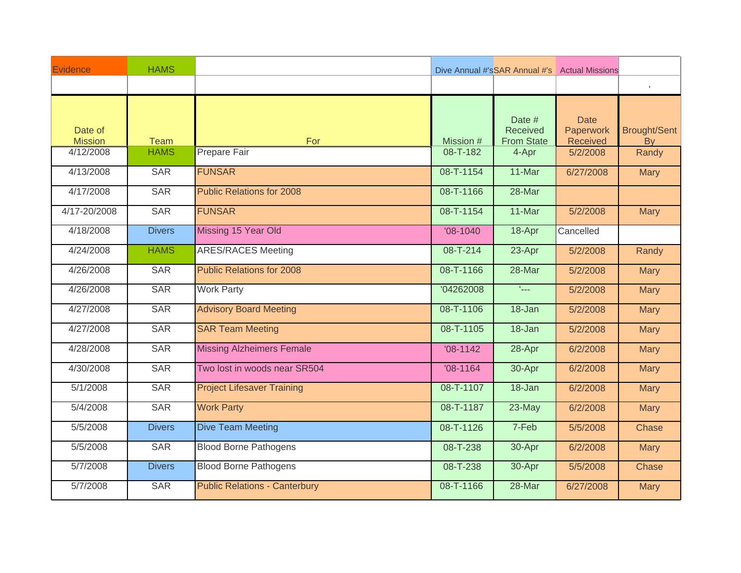| Evidence | HAMS | | Dive Annual #'s | SAR Annual #'s | Actual Missions | |
|---|---|---|---|---|---|---|
| | | | | | | ' |
| Date of Mission | Team | For | Mission # | Date # Received From State | Date Paperwork Received | Brought/Sent By |
| 4/12/2008 | HAMS | Prepare Fair | 08-T-182 | 4-Apr | 5/2/2008 | Randy |
| 4/13/2008 | SAR | FUNSAR | 08-T-1154 | 11-Mar | 6/27/2008 | Mary |
| 4/17/2008 | SAR | Public Relations for 2008 | 08-T-1166 | 28-Mar | | |
| 4/17-20/2008 | SAR | FUNSAR | 08-T-1154 | 11-Mar | 5/2/2008 | Mary |
| 4/18/2008 | Divers | Missing 15 Year Old | '08-1040 | 18-Apr | Cancelled | |
| 4/24/2008 | HAMS | ARES/RACES Meeting | 08-T-214 | 23-Apr | 5/2/2008 | Randy |
| 4/26/2008 | SAR | Public Relations for 2008 | 08-T-1166 | 28-Mar | 5/2/2008 | Mary |
| 4/26/2008 | SAR | Work Party | '04262008 | '--- | 5/2/2008 | Mary |
| 4/27/2008 | SAR | Advisory Board Meeting | 08-T-1106 | 18-Jan | 5/2/2008 | Mary |
| 4/27/2008 | SAR | SAR Team Meeting | 08-T-1105 | 18-Jan | 5/2/2008 | Mary |
| 4/28/2008 | SAR | Missing Alzheimers Female | '08-1142 | 28-Apr | 6/2/2008 | Mary |
| 4/30/2008 | SAR | Two lost in woods near SR504 | '08-1164 | 30-Apr | 6/2/2008 | Mary |
| 5/1/2008 | SAR | Project Lifesaver Training | 08-T-1107 | 18-Jan | 6/2/2008 | Mary |
| 5/4/2008 | SAR | Work Party | 08-T-1187 | 23-May | 6/2/2008 | Mary |
| 5/5/2008 | Divers | Dive Team Meeting | 08-T-1126 | 7-Feb | 5/5/2008 | Chase |
| 5/5/2008 | SAR | Blood Borne Pathogens | 08-T-238 | 30-Apr | 6/2/2008 | Mary |
| 5/7/2008 | Divers | Blood Borne Pathogens | 08-T-238 | 30-Apr | 5/5/2008 | Chase |
| 5/7/2008 | SAR | Public Relations - Canterbury | 08-T-1166 | 28-Mar | 6/27/2008 | Mary |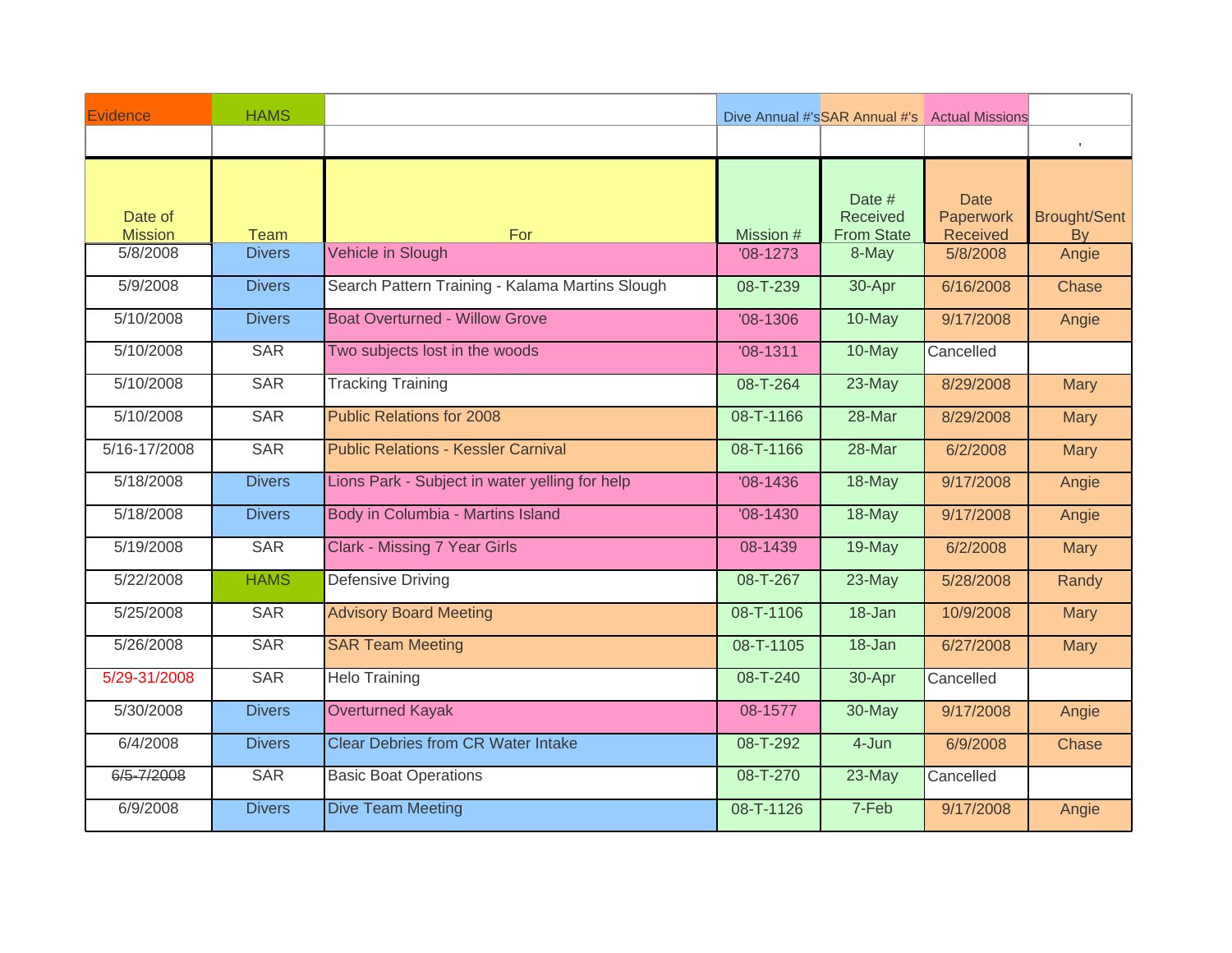| Evidence | HAMS | | Dive Annual #'s | SAR Annual #'s | Actual Missions | |
|---|---|---|---|---|---|---|
| | | | | | | ' |
| Date of Mission | Team | For | Mission # | Date # Received From State | Date Paperwork Received | Brought/Sent By |
| 5/8/2008 | Divers | Vehicle in Slough | '08-1273 | 8-May | 5/8/2008 | Angie |
| 5/9/2008 | Divers | Search Pattern Training - Kalama Martins Slough | 08-T-239 | 30-Apr | 6/16/2008 | Chase |
| 5/10/2008 | Divers | Boat Overturned - Willow Grove | '08-1306 | 10-May | 9/17/2008 | Angie |
| 5/10/2008 | SAR | Two subjects lost in the woods | '08-1311 | 10-May | Cancelled | |
| 5/10/2008 | SAR | Tracking Training | 08-T-264 | 23-May | 8/29/2008 | Mary |
| 5/10/2008 | SAR | Public Relations for 2008 | 08-T-1166 | 28-Mar | 8/29/2008 | Mary |
| 5/16-17/2008 | SAR | Public Relations - Kessler Carnival | 08-T-1166 | 28-Mar | 6/2/2008 | Mary |
| 5/18/2008 | Divers | Lions Park - Subject in water yelling for help | '08-1436 | 18-May | 9/17/2008 | Angie |
| 5/18/2008 | Divers | Body in Columbia - Martins Island | '08-1430 | 18-May | 9/17/2008 | Angie |
| 5/19/2008 | SAR | Clark - Missing 7 Year Girls | 08-1439 | 19-May | 6/2/2008 | Mary |
| 5/22/2008 | HAMS | Defensive Driving | 08-T-267 | 23-May | 5/28/2008 | Randy |
| 5/25/2008 | SAR | Advisory Board Meeting | 08-T-1106 | 18-Jan | 10/9/2008 | Mary |
| 5/26/2008 | SAR | SAR Team Meeting | 08-T-1105 | 18-Jan | 6/27/2008 | Mary |
| 5/29-31/2008 | SAR | Helo Training | 08-T-240 | 30-Apr | Cancelled | |
| 5/30/2008 | Divers | Overturned Kayak | 08-1577 | 30-May | 9/17/2008 | Angie |
| 6/4/2008 | Divers | Clear Debries from CR Water Intake | 08-T-292 | 4-Jun | 6/9/2008 | Chase |
| ~~6/5-7/2008~~ | SAR | Basic Boat Operations | 08-T-270 | 23-May | Cancelled | |
| 6/9/2008 | Divers | Dive Team Meeting | 08-T-1126 | 7-Feb | 9/17/2008 | Angie |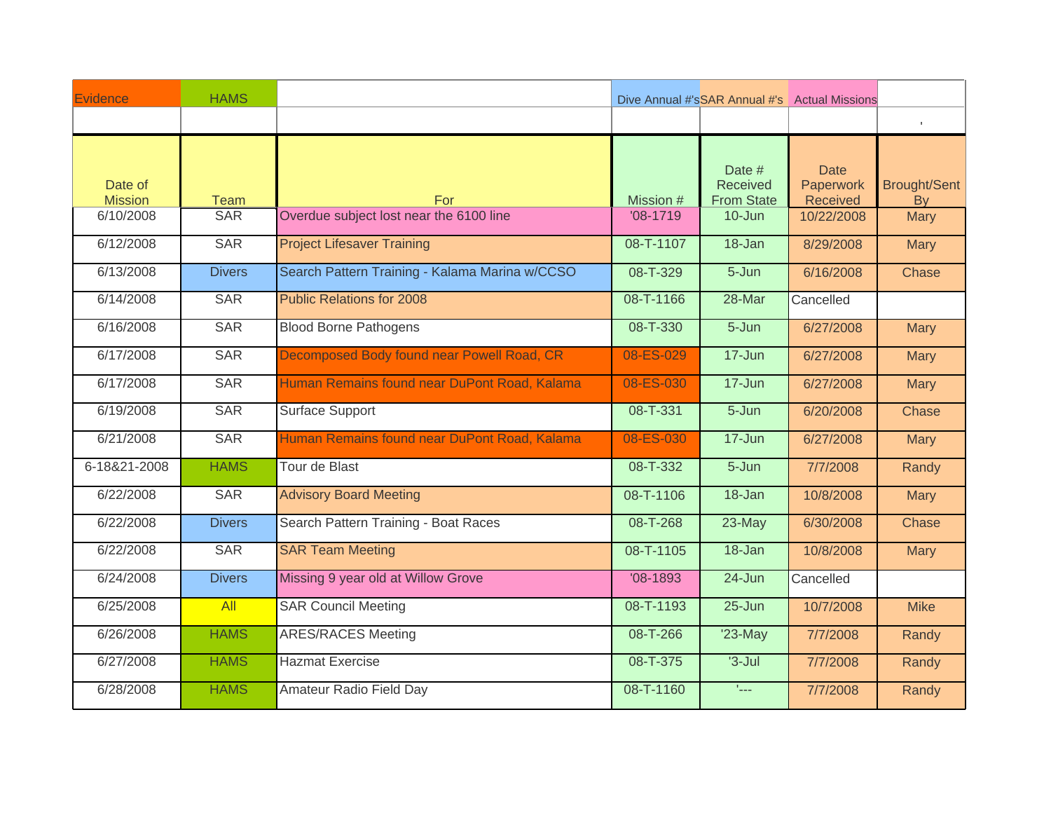| Evidence | HAMS | | Dive Annual #'s | SAR Annual #'s | Actual Missions | |
|---|---|---|---|---|---|---|
| | | | | | | ' |
| Date of Mission | Team | For | Mission # | Date # Received From State | Date Paperwork Received | Brought/Sent By |
| 6/10/2008 | SAR | Overdue subject lost near the 6100 line | '08-1719 | 10-Jun | 10/22/2008 | Mary |
| 6/12/2008 | SAR | Project Lifesaver Training | 08-T-1107 | 18-Jan | 8/29/2008 | Mary |
| 6/13/2008 | Divers | Search Pattern Training - Kalama Marina w/CCSO | 08-T-329 | 5-Jun | 6/16/2008 | Chase |
| 6/14/2008 | SAR | Public Relations for 2008 | 08-T-1166 | 28-Mar | Cancelled | |
| 6/16/2008 | SAR | Blood Borne Pathogens | 08-T-330 | 5-Jun | 6/27/2008 | Mary |
| 6/17/2008 | SAR | Decomposed Body found near Powell Road, CR | 08-ES-029 | 17-Jun | 6/27/2008 | Mary |
| 6/17/2008 | SAR | Human Remains found near DuPont Road, Kalama | 08-ES-030 | 17-Jun | 6/27/2008 | Mary |
| 6/19/2008 | SAR | Surface Support | 08-T-331 | 5-Jun | 6/20/2008 | Chase |
| 6/21/2008 | SAR | Human Remains found near DuPont Road, Kalama | 08-ES-030 | 17-Jun | 6/27/2008 | Mary |
| 6-18&21-2008 | HAMS | Tour de Blast | 08-T-332 | 5-Jun | 7/7/2008 | Randy |
| 6/22/2008 | SAR | Advisory Board Meeting | 08-T-1106 | 18-Jan | 10/8/2008 | Mary |
| 6/22/2008 | Divers | Search Pattern Training - Boat Races | 08-T-268 | 23-May | 6/30/2008 | Chase |
| 6/22/2008 | SAR | SAR Team Meeting | 08-T-1105 | 18-Jan | 10/8/2008 | Mary |
| 6/24/2008 | Divers | Missing 9 year old at Willow Grove | '08-1893 | 24-Jun | Cancelled | |
| 6/25/2008 | All | SAR Council Meeting | 08-T-1193 | 25-Jun | 10/7/2008 | Mike |
| 6/26/2008 | HAMS | ARES/RACES Meeting | 08-T-266 | '23-May | 7/7/2008 | Randy |
| 6/27/2008 | HAMS | Hazmat Exercise | 08-T-375 | '3-Jul | 7/7/2008 | Randy |
| 6/28/2008 | HAMS | Amateur Radio Field Day | 08-T-1160 | '--- | 7/7/2008 | Randy |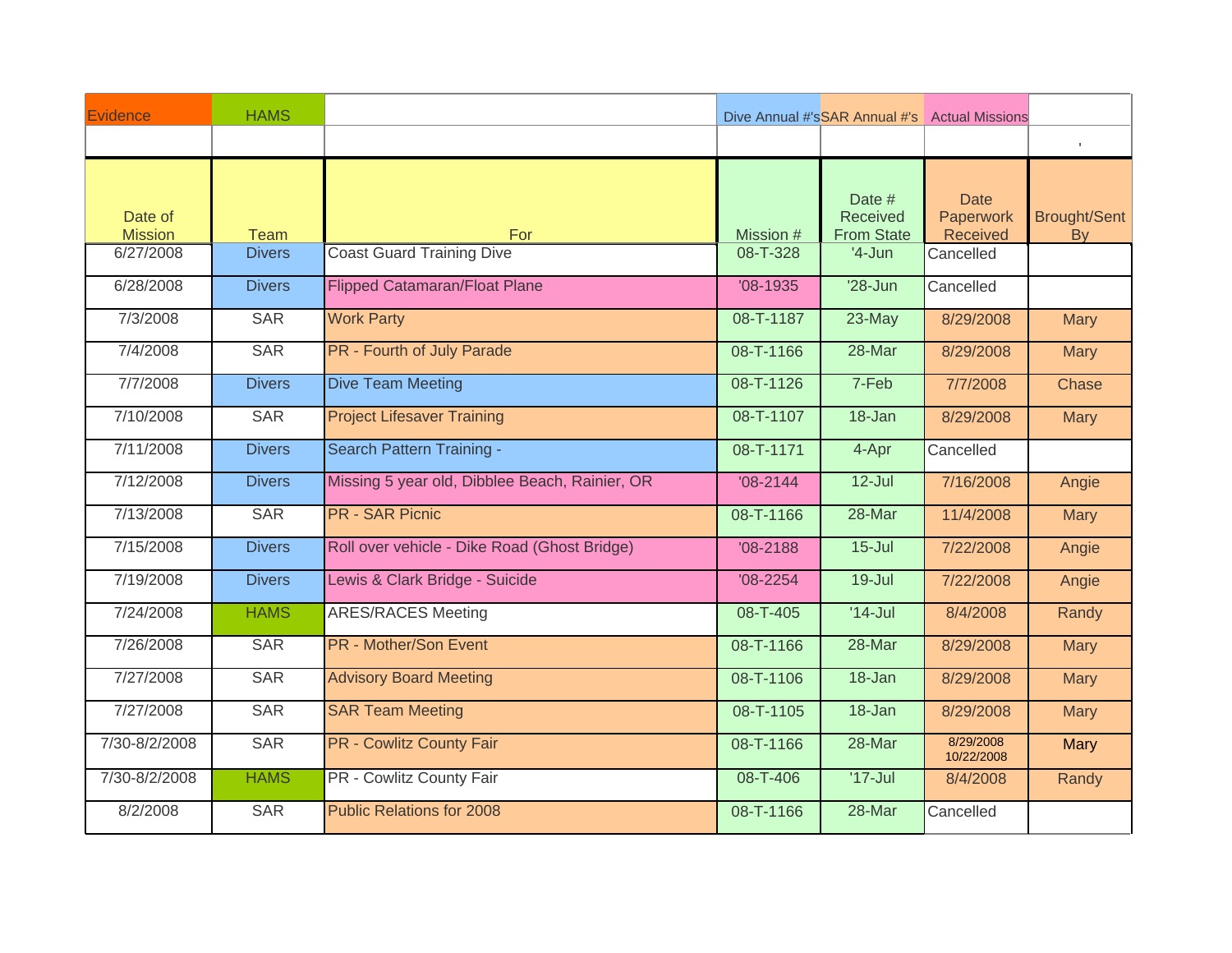| Evidence | HAMS | | Dive Annual #'s | SAR Annual #'s | Actual Missions | |
|---|---|---|---|---|---|---|
| | | | | | | ' |
| Date of Mission | Team | For | Mission # | Date # Received From State | Date Paperwork Received | Brought/Sent By |
| 6/27/2008 | Divers | Coast Guard Training Dive | 08-T-328 | '4-Jun | Cancelled | |
| 6/28/2008 | Divers | Flipped Catamaran/Float Plane | '08-1935 | '28-Jun | Cancelled | |
| 7/3/2008 | SAR | Work Party | 08-T-1187 | 23-May | 8/29/2008 | Mary |
| 7/4/2008 | SAR | PR - Fourth of July Parade | 08-T-1166 | 28-Mar | 8/29/2008 | Mary |
| 7/7/2008 | Divers | Dive Team Meeting | 08-T-1126 | 7-Feb | 7/7/2008 | Chase |
| 7/10/2008 | SAR | Project Lifesaver Training | 08-T-1107 | 18-Jan | 8/29/2008 | Mary |
| 7/11/2008 | Divers | Search Pattern Training - | 08-T-1171 | 4-Apr | Cancelled | |
| 7/12/2008 | Divers | Missing 5 year old, Dibblee Beach, Rainier, OR | '08-2144 | 12-Jul | 7/16/2008 | Angie |
| 7/13/2008 | SAR | PR - SAR Picnic | 08-T-1166 | 28-Mar | 11/4/2008 | Mary |
| 7/15/2008 | Divers | Roll over vehicle - Dike Road (Ghost Bridge) | '08-2188 | 15-Jul | 7/22/2008 | Angie |
| 7/19/2008 | Divers | Lewis & Clark Bridge - Suicide | '08-2254 | 19-Jul | 7/22/2008 | Angie |
| 7/24/2008 | HAMS | ARES/RACES Meeting | 08-T-405 | '14-Jul | 8/4/2008 | Randy |
| 7/26/2008 | SAR | PR - Mother/Son Event | 08-T-1166 | 28-Mar | 8/29/2008 | Mary |
| 7/27/2008 | SAR | Advisory Board Meeting | 08-T-1106 | 18-Jan | 8/29/2008 | Mary |
| 7/27/2008 | SAR | SAR Team Meeting | 08-T-1105 | 18-Jan | 8/29/2008 | Mary |
| 7/30-8/2/2008 | SAR | PR - Cowlitz County Fair | 08-T-1166 | 28-Mar | 8/29/2008 10/22/2008 | Mary |
| 7/30-8/2/2008 | HAMS | PR - Cowlitz County Fair | 08-T-406 | '17-Jul | 8/4/2008 | Randy |
| 8/2/2008 | SAR | Public Relations for 2008 | 08-T-1166 | 28-Mar | Cancelled | |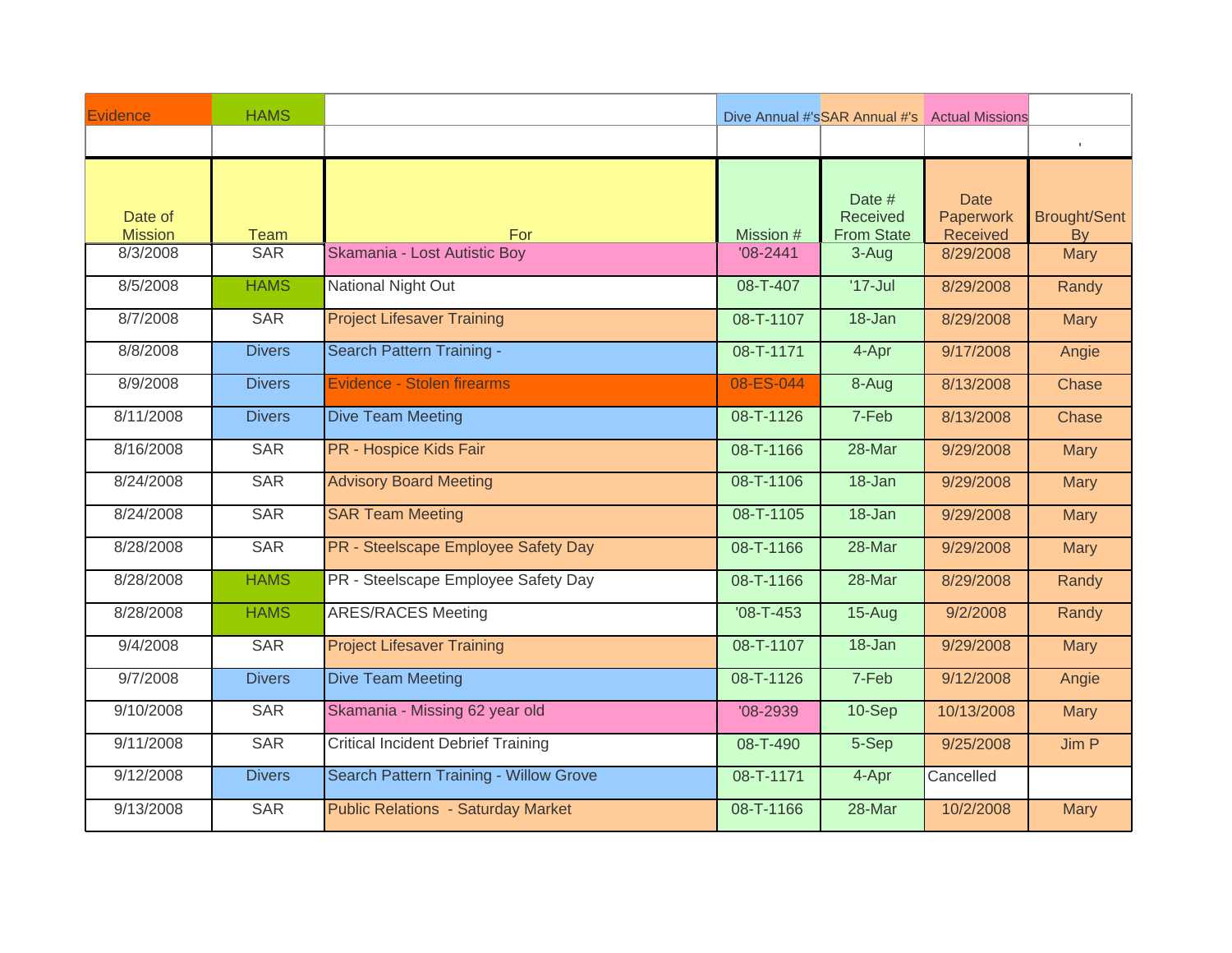| Evidence | HAMS | | Dive Annual #'s | SAR Annual #'s | Actual Missions | |
|---|---|---|---|---|---|---|
| | | | | | | ' |
| Date of Mission | Team | For | Mission # | Date # Received From State | Date Paperwork Received | Brought/Sent By |
| 8/3/2008 | SAR | Skamania - Lost Autistic Boy | '08-2441 | 3-Aug | 8/29/2008 | Mary |
| 8/5/2008 | HAMS | National Night Out | 08-T-407 | '17-Jul | 8/29/2008 | Randy |
| 8/7/2008 | SAR | Project Lifesaver Training | 08-T-1107 | 18-Jan | 8/29/2008 | Mary |
| 8/8/2008 | Divers | Search Pattern Training - | 08-T-1171 | 4-Apr | 9/17/2008 | Angie |
| 8/9/2008 | Divers | Evidence - Stolen firearms | 08-ES-044 | 8-Aug | 8/13/2008 | Chase |
| 8/11/2008 | Divers | Dive Team Meeting | 08-T-1126 | 7-Feb | 8/13/2008 | Chase |
| 8/16/2008 | SAR | PR - Hospice Kids Fair | 08-T-1166 | 28-Mar | 9/29/2008 | Mary |
| 8/24/2008 | SAR | Advisory Board Meeting | 08-T-1106 | 18-Jan | 9/29/2008 | Mary |
| 8/24/2008 | SAR | SAR Team Meeting | 08-T-1105 | 18-Jan | 9/29/2008 | Mary |
| 8/28/2008 | SAR | PR - Steelscape Employee Safety Day | 08-T-1166 | 28-Mar | 9/29/2008 | Mary |
| 8/28/2008 | HAMS | PR - Steelscape Employee Safety Day | 08-T-1166 | 28-Mar | 8/29/2008 | Randy |
| 8/28/2008 | HAMS | ARES/RACES Meeting | '08-T-453 | 15-Aug | 9/2/2008 | Randy |
| 9/4/2008 | SAR | Project Lifesaver Training | 08-T-1107 | 18-Jan | 9/29/2008 | Mary |
| 9/7/2008 | Divers | Dive Team Meeting | 08-T-1126 | 7-Feb | 9/12/2008 | Angie |
| 9/10/2008 | SAR | Skamania - Missing 62 year old | '08-2939 | 10-Sep | 10/13/2008 | Mary |
| 9/11/2008 | SAR | Critical Incident Debrief Training | 08-T-490 | 5-Sep | 9/25/2008 | Jim P |
| 9/12/2008 | Divers | Search Pattern Training - Willow Grove | 08-T-1171 | 4-Apr | Cancelled | |
| 9/13/2008 | SAR | Public Relations - Saturday Market | 08-T-1166 | 28-Mar | 10/2/2008 | Mary |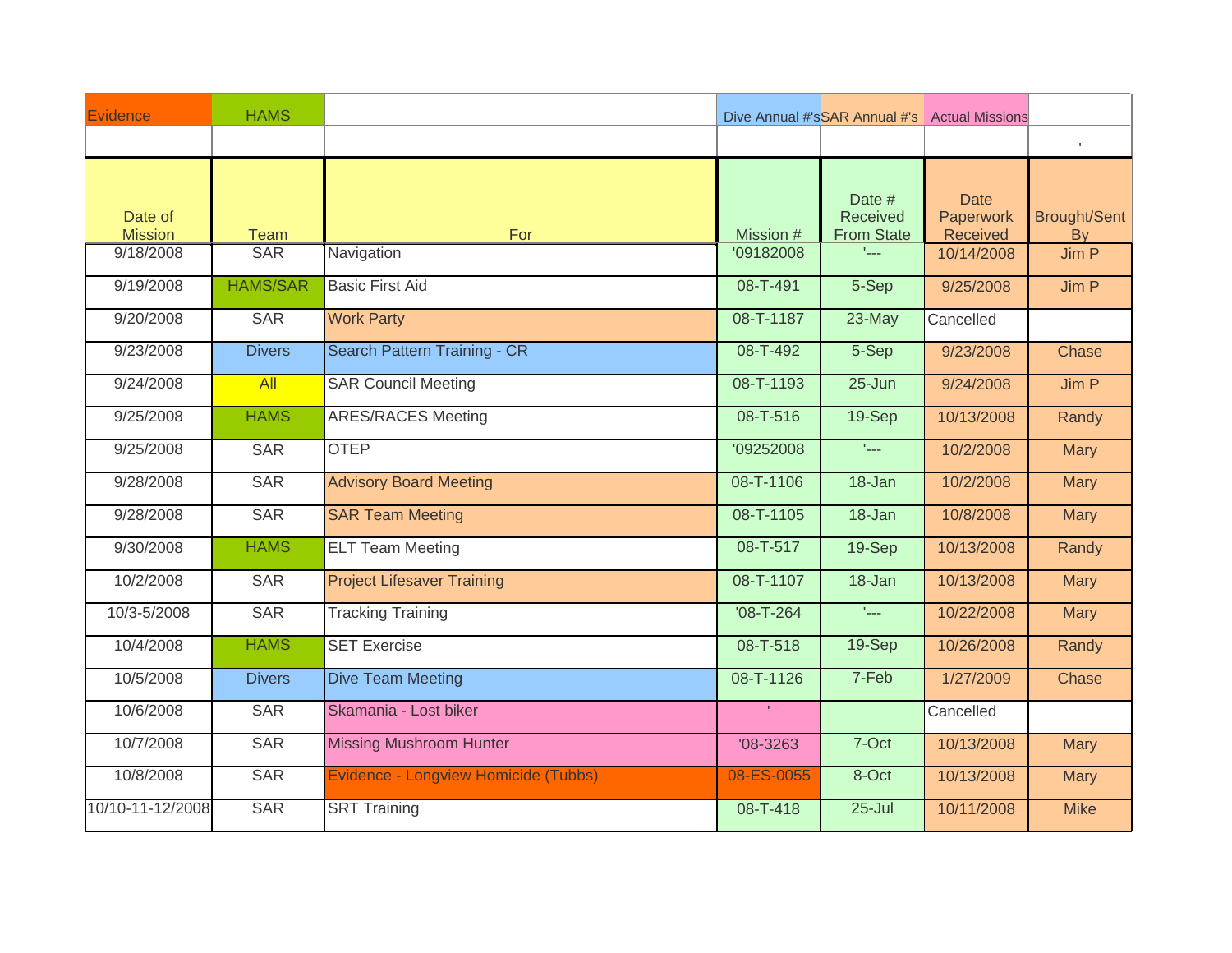| Evidence | HAMS | | Dive Annual #'s | SAR Annual #'s | Actual Missions | |
|---|---|---|---|---|---|---|
| | | | | | | ' |
| Date of Mission | Team | For | Mission # | Date # Received From State | Date Paperwork Received | Brought/Sent By |
| 9/18/2008 | SAR | Navigation | '09182008 | '--- | 10/14/2008 | Jim P |
| 9/19/2008 | HAMS/SAR | Basic First Aid | 08-T-491 | 5-Sep | 9/25/2008 | Jim P |
| 9/20/2008 | SAR | Work Party | 08-T-1187 | 23-May | Cancelled | |
| 9/23/2008 | Divers | Search Pattern Training - CR | 08-T-492 | 5-Sep | 9/23/2008 | Chase |
| 9/24/2008 | All | SAR Council Meeting | 08-T-1193 | 25-Jun | 9/24/2008 | Jim P |
| 9/25/2008 | HAMS | ARES/RACES Meeting | 08-T-516 | 19-Sep | 10/13/2008 | Randy |
| 9/25/2008 | SAR | OTEP | '09252008 | '--- | 10/2/2008 | Mary |
| 9/28/2008 | SAR | Advisory Board Meeting | 08-T-1106 | 18-Jan | 10/2/2008 | Mary |
| 9/28/2008 | SAR | SAR Team Meeting | 08-T-1105 | 18-Jan | 10/8/2008 | Mary |
| 9/30/2008 | HAMS | ELT Team Meeting | 08-T-517 | 19-Sep | 10/13/2008 | Randy |
| 10/2/2008 | SAR | Project Lifesaver Training | 08-T-1107 | 18-Jan | 10/13/2008 | Mary |
| 10/3-5/2008 | SAR | Tracking Training | '08-T-264 | '--- | 10/22/2008 | Mary |
| 10/4/2008 | HAMS | SET Exercise | 08-T-518 | 19-Sep | 10/26/2008 | Randy |
| 10/5/2008 | Divers | Dive Team Meeting | 08-T-1126 | 7-Feb | 1/27/2009 | Chase |
| 10/6/2008 | SAR | Skamania - Lost biker | ' | | Cancelled | |
| 10/7/2008 | SAR | Missing Mushroom Hunter | '08-3263 | 7-Oct | 10/13/2008 | Mary |
| 10/8/2008 | SAR | Evidence - Longview Homicide (Tubbs) | 08-ES-0055 | 8-Oct | 10/13/2008 | Mary |
| 10/10-11-12/2008 | SAR | SRT Training | 08-T-418 | 25-Jul | 10/11/2008 | Mike |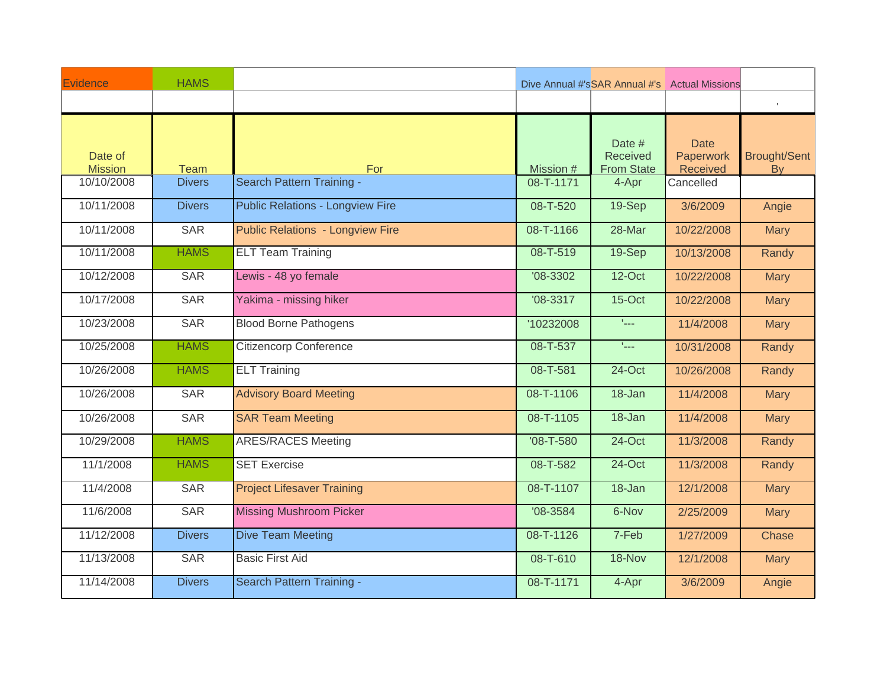| Evidence | HAMS | | Dive Annual #'s | SAR Annual #'s | Actual Missions | |
|---|---|---|---|---|---|---|
| | | | | | | ' |
| Date of Mission | Team | For | Mission # | Date # Received From State | Date Paperwork Received | Brought/Sent By |
| 10/10/2008 | Divers | Search Pattern Training - | 08-T-1171 | 4-Apr | Cancelled | |
| 10/11/2008 | Divers | Public Relations - Longview Fire | 08-T-520 | 19-Sep | 3/6/2009 | Angie |
| 10/11/2008 | SAR | Public Relations - Longview Fire | 08-T-1166 | 28-Mar | 10/22/2008 | Mary |
| 10/11/2008 | HAMS | ELT Team Training | 08-T-519 | 19-Sep | 10/13/2008 | Randy |
| 10/12/2008 | SAR | Lewis - 48 yo female | '08-3302 | 12-Oct | 10/22/2008 | Mary |
| 10/17/2008 | SAR | Yakima - missing hiker | '08-3317 | 15-Oct | 10/22/2008 | Mary |
| 10/23/2008 | SAR | Blood Borne Pathogens | '10232008 | '--- | 11/4/2008 | Mary |
| 10/25/2008 | HAMS | Citizencorp Conference | 08-T-537 | '--- | 10/31/2008 | Randy |
| 10/26/2008 | HAMS | ELT Training | 08-T-581 | 24-Oct | 10/26/2008 | Randy |
| 10/26/2008 | SAR | Advisory Board Meeting | 08-T-1106 | 18-Jan | 11/4/2008 | Mary |
| 10/26/2008 | SAR | SAR Team Meeting | 08-T-1105 | 18-Jan | 11/4/2008 | Mary |
| 10/29/2008 | HAMS | ARES/RACES Meeting | '08-T-580 | 24-Oct | 11/3/2008 | Randy |
| 11/1/2008 | HAMS | SET Exercise | 08-T-582 | 24-Oct | 11/3/2008 | Randy |
| 11/4/2008 | SAR | Project Lifesaver Training | 08-T-1107 | 18-Jan | 12/1/2008 | Mary |
| 11/6/2008 | SAR | Missing Mushroom Picker | '08-3584 | 6-Nov | 2/25/2009 | Mary |
| 11/12/2008 | Divers | Dive Team Meeting | 08-T-1126 | 7-Feb | 1/27/2009 | Chase |
| 11/13/2008 | SAR | Basic First Aid | 08-T-610 | 18-Nov | 12/1/2008 | Mary |
| 11/14/2008 | Divers | Search Pattern Training - | 08-T-1171 | 4-Apr | 3/6/2009 | Angie |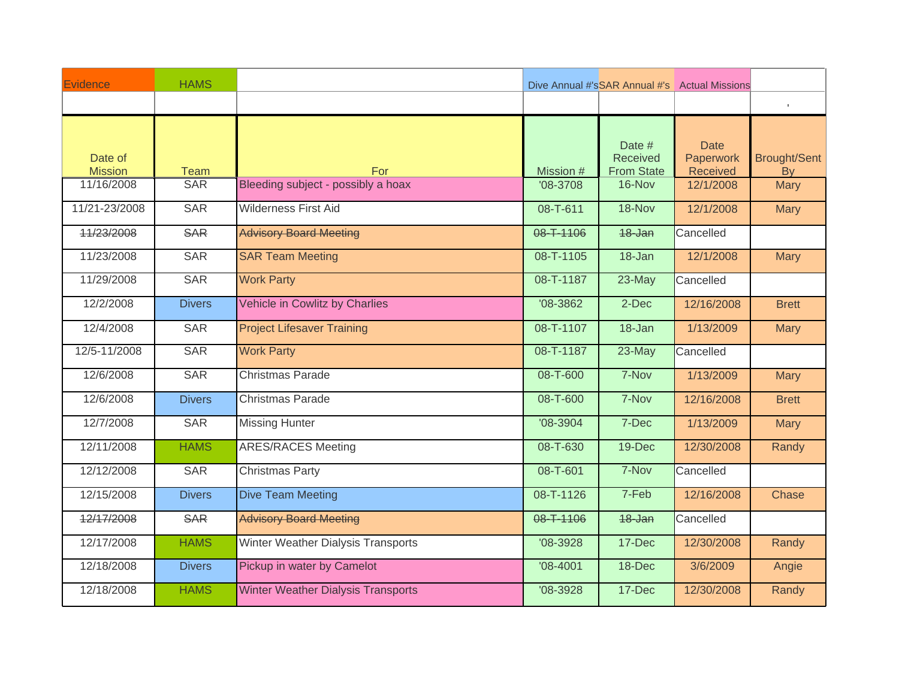| Evidence | HAMS | | Dive Annual #'s | SAR Annual #'s | Actual Missions | |
|---|---|---|---|---|---|---|
| | | | | | | ' |
| Date of Mission | Team | For | Mission # | Date # Received From State | Date Paperwork Received | Brought/Sent By |
| 11/16/2008 | SAR | Bleeding subject - possibly a hoax | '08-3708 | 16-Nov | 12/1/2008 | Mary |
| 11/21-23/2008 | SAR | Wilderness First Aid | 08-T-611 | 18-Nov | 12/1/2008 | Mary |
| ~~11/23/2008~~ | ~~SAR~~ | ~~Advisory Board Meeting~~ | ~~08-T-1106~~ | ~~18-Jan~~ | Cancelled | |
| 11/23/2008 | SAR | SAR Team Meeting | 08-T-1105 | 18-Jan | 12/1/2008 | Mary |
| 11/29/2008 | SAR | Work Party | 08-T-1187 | 23-May | Cancelled | |
| 12/2/2008 | Divers | Vehicle in Cowlitz by Charlies | '08-3862 | 2-Dec | 12/16/2008 | Brett |
| 12/4/2008 | SAR | Project Lifesaver Training | 08-T-1107 | 18-Jan | 1/13/2009 | Mary |
| 12/5-11/2008 | SAR | Work Party | 08-T-1187 | 23-May | Cancelled | |
| 12/6/2008 | SAR | Christmas Parade | 08-T-600 | 7-Nov | 1/13/2009 | Mary |
| 12/6/2008 | Divers | Christmas Parade | 08-T-600 | 7-Nov | 12/16/2008 | Brett |
| 12/7/2008 | SAR | Missing Hunter | '08-3904 | 7-Dec | 1/13/2009 | Mary |
| 12/11/2008 | HAMS | ARES/RACES Meeting | 08-T-630 | 19-Dec | 12/30/2008 | Randy |
| 12/12/2008 | SAR | Christmas Party | 08-T-601 | 7-Nov | Cancelled | |
| 12/15/2008 | Divers | Dive Team Meeting | 08-T-1126 | 7-Feb | 12/16/2008 | Chase |
| ~~12/17/2008~~ | ~~SAR~~ | ~~Advisory Board Meeting~~ | ~~08-T-1106~~ | ~~18-Jan~~ | Cancelled | |
| 12/17/2008 | HAMS | Winter Weather Dialysis Transports | '08-3928 | 17-Dec | 12/30/2008 | Randy |
| 12/18/2008 | Divers | Pickup in water by Camelot | '08-4001 | 18-Dec | 3/6/2009 | Angie |
| 12/18/2008 | HAMS | Winter Weather Dialysis Transports | '08-3928 | 17-Dec | 12/30/2008 | Randy |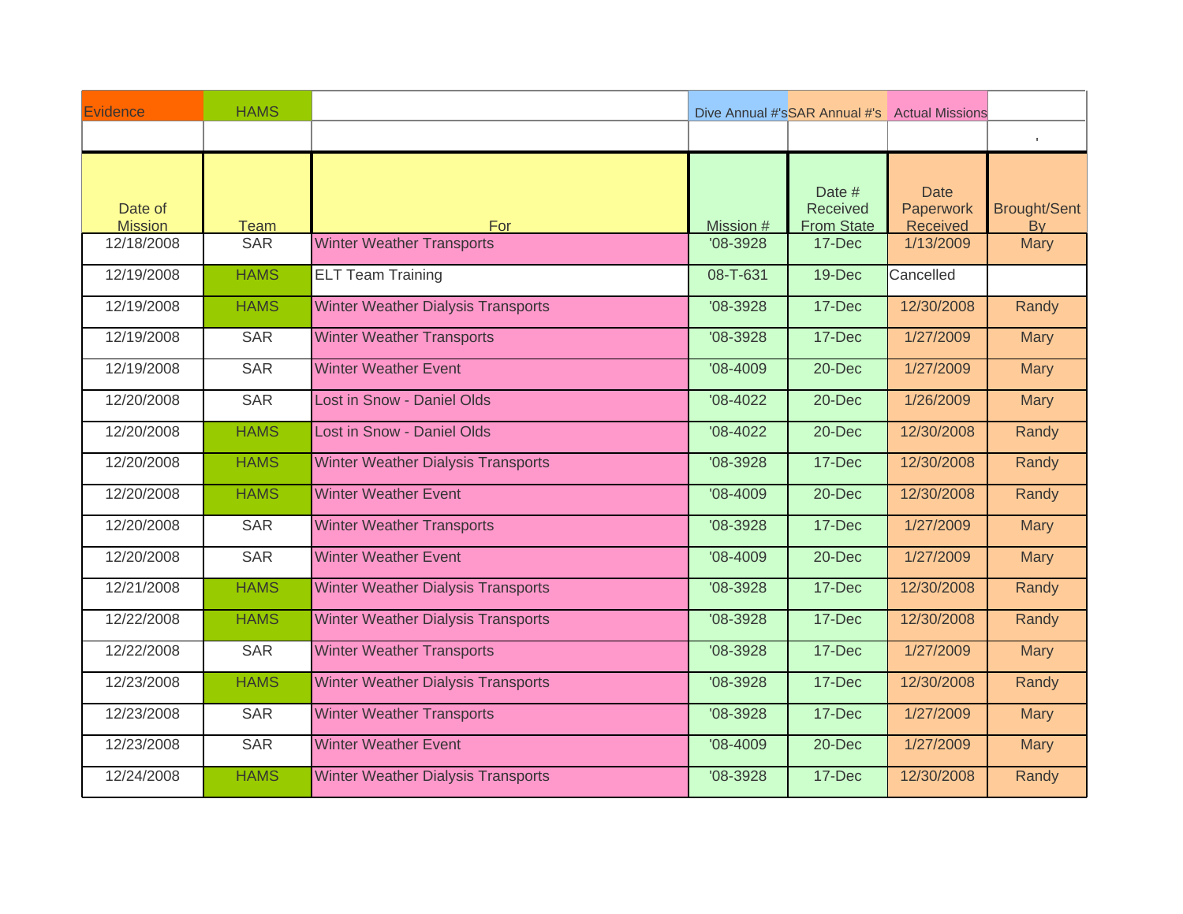| Evidence | HAMS | | Dive Annual #'s | SAR Annual #'s | Actual Missions | |
|---|---|---|---|---|---|---|
| | | | | | | ' |
| Date of Mission | Team | For | Mission # | Date # Received From State | Date Paperwork Received | Brought/Sent By |
| 12/18/2008 | SAR | Winter Weather Transports | '08-3928 | 17-Dec | 1/13/2009 | Mary |
| 12/19/2008 | HAMS | ELT Team Training | 08-T-631 | 19-Dec | Cancelled | |
| 12/19/2008 | HAMS | Winter Weather Dialysis Transports | '08-3928 | 17-Dec | 12/30/2008 | Randy |
| 12/19/2008 | SAR | Winter Weather Transports | '08-3928 | 17-Dec | 1/27/2009 | Mary |
| 12/19/2008 | SAR | Winter Weather Event | '08-4009 | 20-Dec | 1/27/2009 | Mary |
| 12/20/2008 | SAR | Lost in Snow - Daniel Olds | '08-4022 | 20-Dec | 1/26/2009 | Mary |
| 12/20/2008 | HAMS | Lost in Snow - Daniel Olds | '08-4022 | 20-Dec | 12/30/2008 | Randy |
| 12/20/2008 | HAMS | Winter Weather Dialysis Transports | '08-3928 | 17-Dec | 12/30/2008 | Randy |
| 12/20/2008 | HAMS | Winter Weather Event | '08-4009 | 20-Dec | 12/30/2008 | Randy |
| 12/20/2008 | SAR | Winter Weather Transports | '08-3928 | 17-Dec | 1/27/2009 | Mary |
| 12/20/2008 | SAR | Winter Weather Event | '08-4009 | 20-Dec | 1/27/2009 | Mary |
| 12/21/2008 | HAMS | Winter Weather Dialysis Transports | '08-3928 | 17-Dec | 12/30/2008 | Randy |
| 12/22/2008 | HAMS | Winter Weather Dialysis Transports | '08-3928 | 17-Dec | 12/30/2008 | Randy |
| 12/22/2008 | SAR | Winter Weather Transports | '08-3928 | 17-Dec | 1/27/2009 | Mary |
| 12/23/2008 | HAMS | Winter Weather Dialysis Transports | '08-3928 | 17-Dec | 12/30/2008 | Randy |
| 12/23/2008 | SAR | Winter Weather Transports | '08-3928 | 17-Dec | 1/27/2009 | Mary |
| 12/23/2008 | SAR | Winter Weather Event | '08-4009 | 20-Dec | 1/27/2009 | Mary |
| 12/24/2008 | HAMS | Winter Weather Dialysis Transports | '08-3928 | 17-Dec | 12/30/2008 | Randy |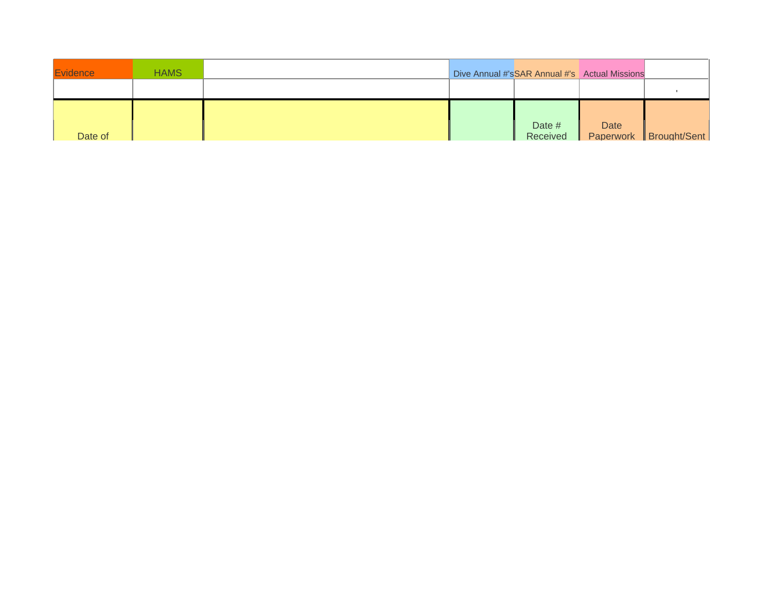| | | | | | | |
|---|---|---|---|---|---|---|
| Evidence | HAMS | | Dive Annual #'s | SAR Annual #'s | Actual Missions | |
| | | | | | | ' |
| Date of | | | | Date # Received | Date Paperwork | Brought/Sent |